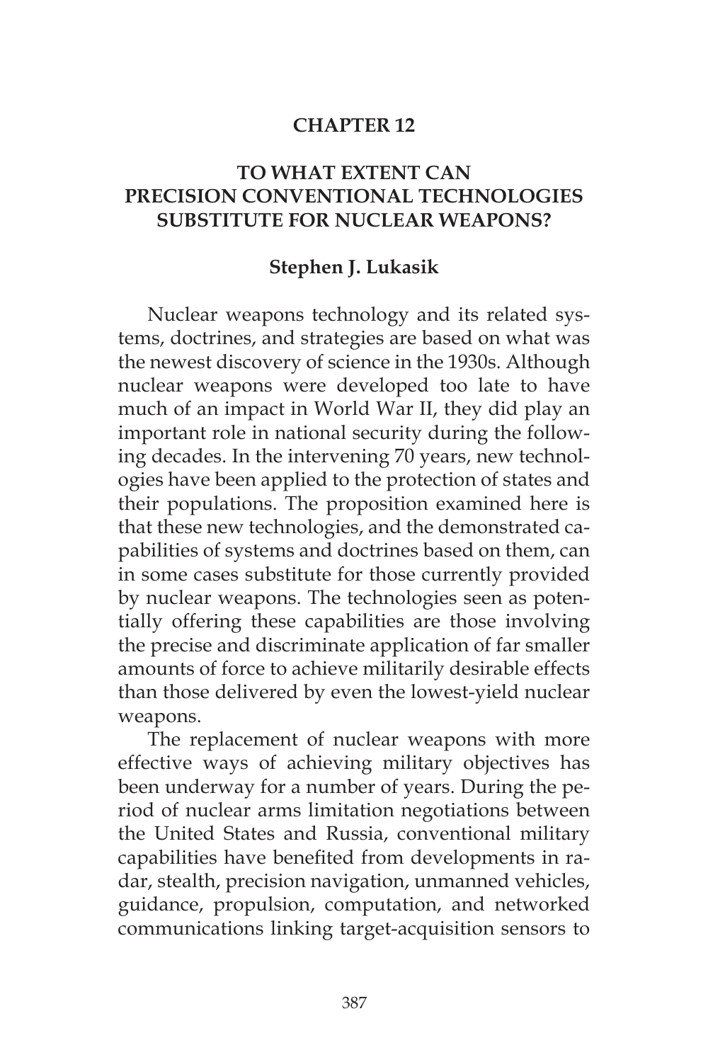# CHAPTER 12

## TO WHAT EXTENT CAN PRECISION CONVENTIONAL TECHNOLOGIES SUBSTITUTE FOR NUCLEAR WEAPONS?

**Stephen J. Lukasik**

Nuclear weapons technology and its related systems, doctrines, and strategies are based on what was the newest discovery of science in the 1930s. Although nuclear weapons were developed too late to have much of an impact in World War II, they did play an important role in national security during the following decades. In the intervening 70 years, new technologies have been applied to the protection of states and their populations. The proposition examined here is that these new technologies, and the demonstrated capabilities of systems and doctrines based on them, can in some cases substitute for those currently provided by nuclear weapons. The technologies seen as potentially offering these capabilities are those involving the precise and discriminate application of far smaller amounts of force to achieve militarily desirable effects than those delivered by even the lowest-yield nuclear weapons.

The replacement of nuclear weapons with more effective ways of achieving military objectives has been underway for a number of years. During the period of nuclear arms limitation negotiations between the United States and Russia, conventional military capabilities have benefited from developments in radar, stealth, precision navigation, unmanned vehicles, guidance, propulsion, computation, and networked communications linking target-acquisition sensors to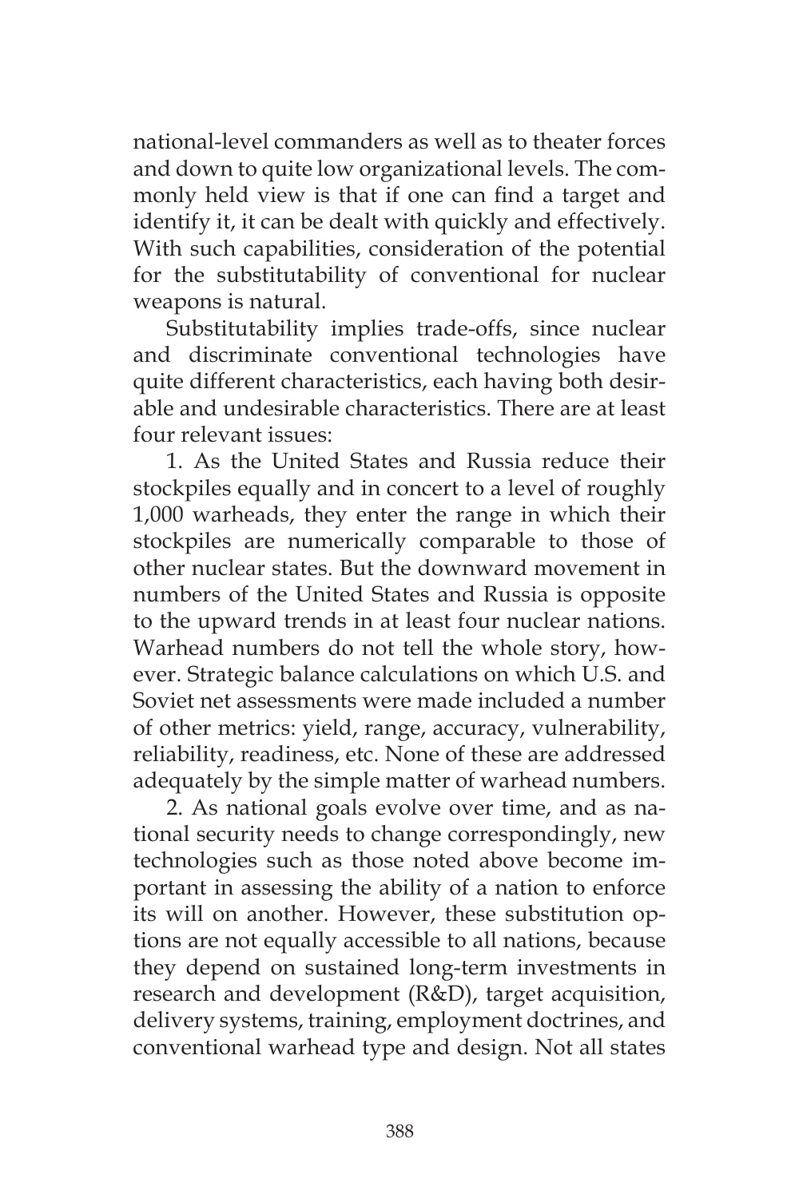national-level commanders as well as to theater forces and down to quite low organizational levels. The commonly held view is that if one can find a target and identify it, it can be dealt with quickly and effectively. With such capabilities, consideration of the potential for the substitutability of conventional for nuclear weapons is natural.

Substitutability implies trade-offs, since nuclear and discriminate conventional technologies have quite different characteristics, each having both desirable and undesirable characteristics. There are at least four relevant issues:

1. As the United States and Russia reduce their stockpiles equally and in concert to a level of roughly 1,000 warheads, they enter the range in which their stockpiles are numerically comparable to those of other nuclear states. But the downward movement in numbers of the United States and Russia is opposite to the upward trends in at least four nuclear nations. Warhead numbers do not tell the whole story, however. Strategic balance calculations on which U.S. and Soviet net assessments were made included a number of other metrics: yield, range, accuracy, vulnerability, reliability, readiness, etc. None of these are addressed adequately by the simple matter of warhead numbers.

2. As national goals evolve over time, and as national security needs to change correspondingly, new technologies such as those noted above become important in assessing the ability of a nation to enforce its will on another. However, these substitution options are not equally accessible to all nations, because they depend on sustained long-term investments in research and development (R&D), target acquisition, delivery systems, training, employment doctrines, and conventional warhead type and design. Not all states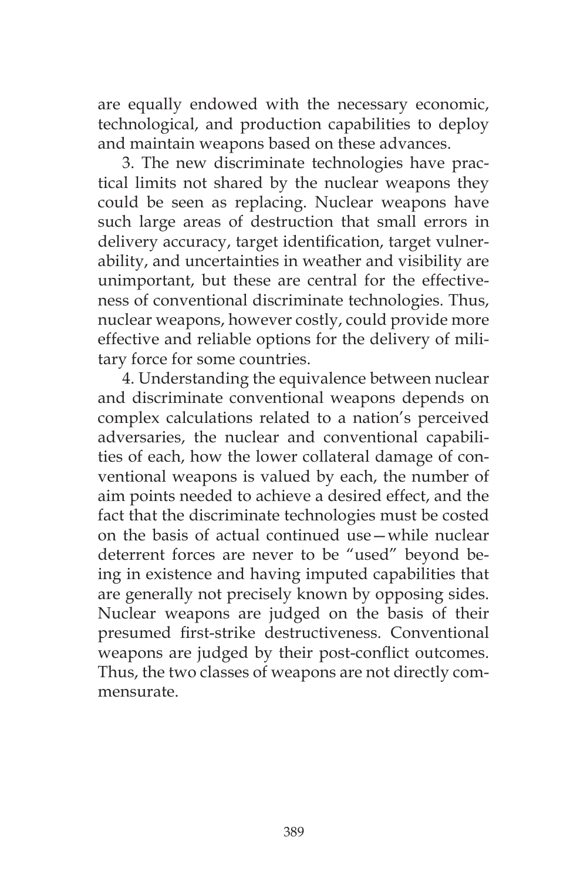are equally endowed with the necessary economic, technological, and production capabilities to deploy and maintain weapons based on these advances.

3. The new discriminate technologies have practical limits not shared by the nuclear weapons they could be seen as replacing. Nuclear weapons have such large areas of destruction that small errors in delivery accuracy, target identification, target vulnerability, and uncertainties in weather and visibility are unimportant, but these are central for the effectiveness of conventional discriminate technologies. Thus, nuclear weapons, however costly, could provide more effective and reliable options for the delivery of military force for some countries.

4. Understanding the equivalence between nuclear and discriminate conventional weapons depends on complex calculations related to a nation's perceived adversaries, the nuclear and conventional capabilities of each, how the lower collateral damage of conventional weapons is valued by each, the number of aim points needed to achieve a desired effect, and the fact that the discriminate technologies must be costed on the basis of actual continued use—while nuclear deterrent forces are never to be "used" beyond being in existence and having imputed capabilities that are generally not precisely known by opposing sides. Nuclear weapons are judged on the basis of their presumed first-strike destructiveness. Conventional weapons are judged by their post-conflict outcomes. Thus, the two classes of weapons are not directly commensurate.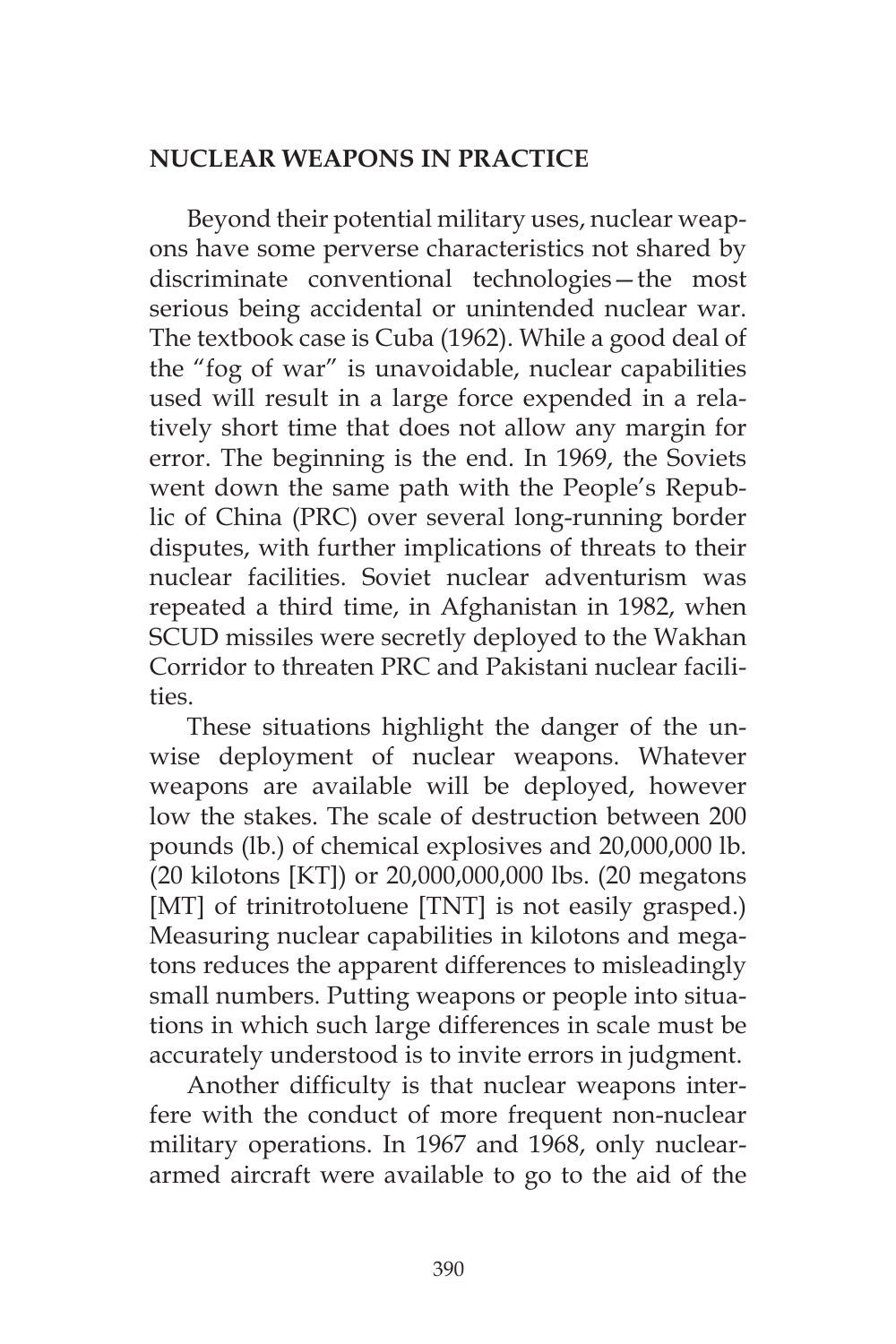## NUCLEAR WEAPONS IN PRACTICE

Beyond their potential military uses, nuclear weapons have some perverse characteristics not shared by discriminate conventional technologies—the most serious being accidental or unintended nuclear war. The textbook case is Cuba (1962). While a good deal of the "fog of war" is unavoidable, nuclear capabilities used will result in a large force expended in a relatively short time that does not allow any margin for error. The beginning is the end. In 1969, the Soviets went down the same path with the People's Republic of China (PRC) over several long-running border disputes, with further implications of threats to their nuclear facilities. Soviet nuclear adventurism was repeated a third time, in Afghanistan in 1982, when SCUD missiles were secretly deployed to the Wakhan Corridor to threaten PRC and Pakistani nuclear facilities.

These situations highlight the danger of the unwise deployment of nuclear weapons. Whatever weapons are available will be deployed, however low the stakes. The scale of destruction between 200 pounds (lb.) of chemical explosives and 20,000,000 lb. (20 kilotons [KT]) or 20,000,000,000 lbs. (20 megatons [MT] of trinitrotoluene [TNT] is not easily grasped.) Measuring nuclear capabilities in kilotons and megatons reduces the apparent differences to misleadingly small numbers. Putting weapons or people into situations in which such large differences in scale must be accurately understood is to invite errors in judgment.

Another difficulty is that nuclear weapons interfere with the conduct of more frequent non-nuclear military operations. In 1967 and 1968, only nuclear-armed aircraft were available to go to the aid of the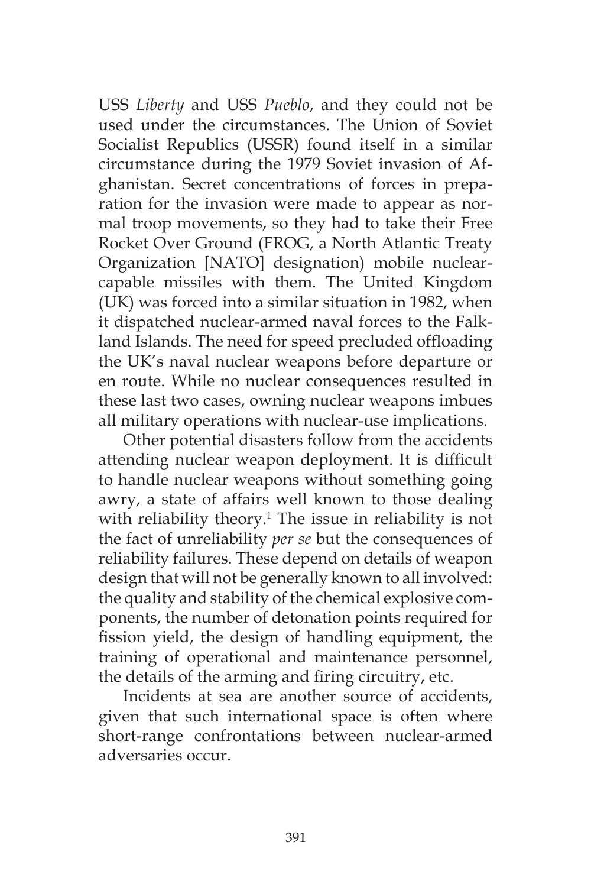USS *Liberty* and USS *Pueblo*, and they could not be used under the circumstances. The Union of Soviet Socialist Republics (USSR) found itself in a similar circumstance during the 1979 Soviet invasion of Afghanistan. Secret concentrations of forces in preparation for the invasion were made to appear as normal troop movements, so they had to take their Free Rocket Over Ground (FROG, a North Atlantic Treaty Organization [NATO] designation) mobile nuclear-capable missiles with them. The United Kingdom (UK) was forced into a similar situation in 1982, when it dispatched nuclear-armed naval forces to the Falkland Islands. The need for speed precluded offloading the UK's naval nuclear weapons before departure or en route. While no nuclear consequences resulted in these last two cases, owning nuclear weapons imbues all military operations with nuclear-use implications.

Other potential disasters follow from the accidents attending nuclear weapon deployment. It is difficult to handle nuclear weapons without something going awry, a state of affairs well known to those dealing with reliability theory.[1] The issue in reliability is not the fact of unreliability *per se* but the consequences of reliability failures. These depend on details of weapon design that will not be generally known to all involved: the quality and stability of the chemical explosive components, the number of detonation points required for fission yield, the design of handling equipment, the training of operational and maintenance personnel, the details of the arming and firing circuitry, etc.

Incidents at sea are another source of accidents, given that such international space is often where short-range confrontations between nuclear-armed adversaries occur.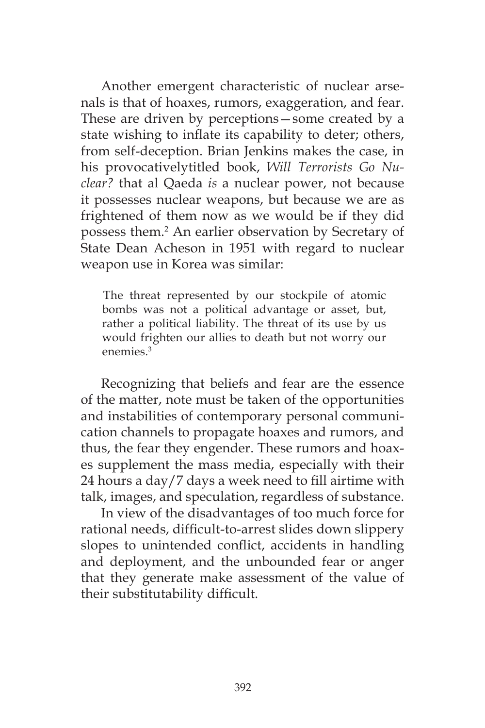Another emergent characteristic of nuclear arsenals is that of hoaxes, rumors, exaggeration, and fear. These are driven by perceptions—some created by a state wishing to inflate its capability to deter; others, from self-deception. Brian Jenkins makes the case, in his provocativelytitled book, *Will Terrorists Go Nuclear?* that al Qaeda *is* a nuclear power, not because it possesses nuclear weapons, but because we are as frightened of them now as we would be if they did possess them.[2] An earlier observation by Secretary of State Dean Acheson in 1951 with regard to nuclear weapon use in Korea was similar:

> The threat represented by our stockpile of atomic bombs was not a political advantage or asset, but, rather a political liability. The threat of its use by us would frighten our allies to death but not worry our enemies.[3]

Recognizing that beliefs and fear are the essence of the matter, note must be taken of the opportunities and instabilities of contemporary personal communication channels to propagate hoaxes and rumors, and thus, the fear they engender. These rumors and hoaxes supplement the mass media, especially with their 24 hours a day/7 days a week need to fill airtime with talk, images, and speculation, regardless of substance.

In view of the disadvantages of too much force for rational needs, difficult-to-arrest slides down slippery slopes to unintended conflict, accidents in handling and deployment, and the unbounded fear or anger that they generate make assessment of the value of their substitutability difficult.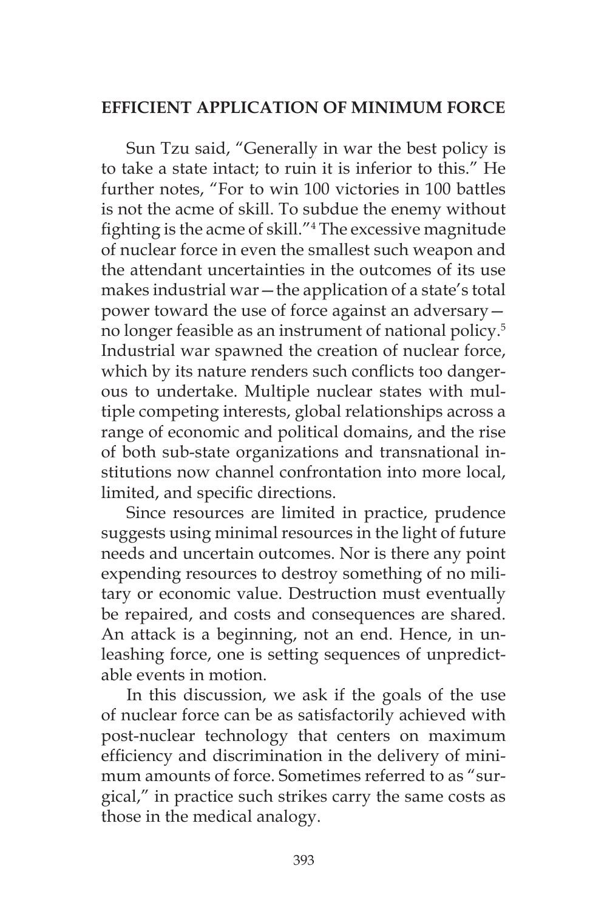## EFFICIENT APPLICATION OF MINIMUM FORCE

Sun Tzu said, "Generally in war the best policy is to take a state intact; to ruin it is inferior to this." He further notes, "For to win 100 victories in 100 battles is not the acme of skill. To subdue the enemy without fighting is the acme of skill."[4] The excessive magnitude of nuclear force in even the smallest such weapon and the attendant uncertainties in the outcomes of its use makes industrial war—the application of a state's total power toward the use of force against an adversary—no longer feasible as an instrument of national policy.[5] Industrial war spawned the creation of nuclear force, which by its nature renders such conflicts too dangerous to undertake. Multiple nuclear states with multiple competing interests, global relationships across a range of economic and political domains, and the rise of both sub-state organizations and transnational institutions now channel confrontation into more local, limited, and specific directions.

Since resources are limited in practice, prudence suggests using minimal resources in the light of future needs and uncertain outcomes. Nor is there any point expending resources to destroy something of no military or economic value. Destruction must eventually be repaired, and costs and consequences are shared. An attack is a beginning, not an end. Hence, in unleashing force, one is setting sequences of unpredictable events in motion.

In this discussion, we ask if the goals of the use of nuclear force can be as satisfactorily achieved with post-nuclear technology that centers on maximum efficiency and discrimination in the delivery of minimum amounts of force. Sometimes referred to as "surgical," in practice such strikes carry the same costs as those in the medical analogy.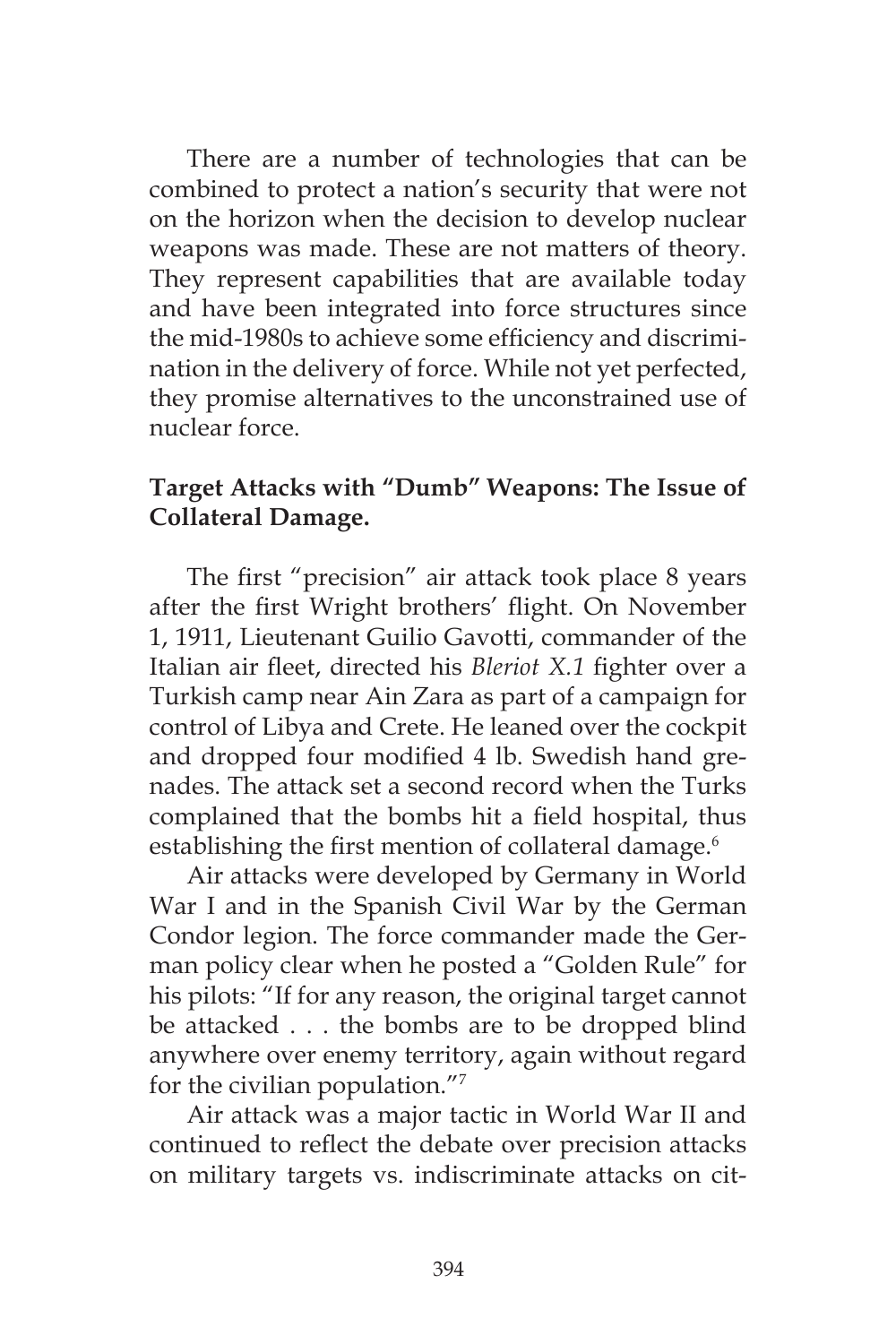There are a number of technologies that can be combined to protect a nation's security that were not on the horizon when the decision to develop nuclear weapons was made. These are not matters of theory. They represent capabilities that are available today and have been integrated into force structures since the mid-1980s to achieve some efficiency and discrimination in the delivery of force. While not yet perfected, they promise alternatives to the unconstrained use of nuclear force.

### Target Attacks with "Dumb" Weapons: The Issue of Collateral Damage.

The first "precision" air attack took place 8 years after the first Wright brothers' flight. On November 1, 1911, Lieutenant Guilio Gavotti, commander of the Italian air fleet, directed his *Bleriot X.1* fighter over a Turkish camp near Ain Zara as part of a campaign for control of Libya and Crete. He leaned over the cockpit and dropped four modified 4 lb. Swedish hand grenades. The attack set a second record when the Turks complained that the bombs hit a field hospital, thus establishing the first mention of collateral damage.[6]

Air attacks were developed by Germany in World War I and in the Spanish Civil War by the German Condor legion. The force commander made the German policy clear when he posted a "Golden Rule" for his pilots: "If for any reason, the original target cannot be attacked . . . the bombs are to be dropped blind anywhere over enemy territory, again without regard for the civilian population."[7]

Air attack was a major tactic in World War II and continued to reflect the debate over precision attacks on military targets vs. indiscriminate attacks on cit-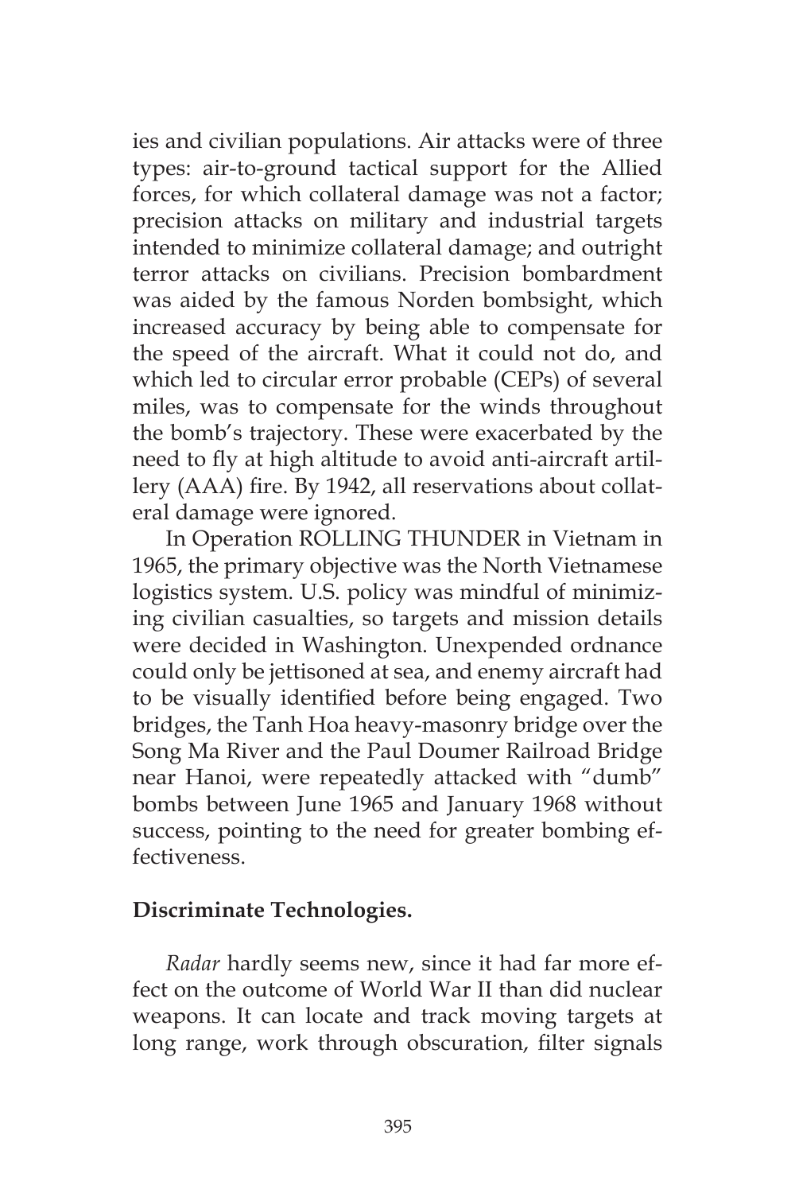ies and civilian populations. Air attacks were of three types: air-to-ground tactical support for the Allied forces, for which collateral damage was not a factor; precision attacks on military and industrial targets intended to minimize collateral damage; and outright terror attacks on civilians. Precision bombardment was aided by the famous Norden bombsight, which increased accuracy by being able to compensate for the speed of the aircraft. What it could not do, and which led to circular error probable (CEPs) of several miles, was to compensate for the winds throughout the bomb's trajectory. These were exacerbated by the need to fly at high altitude to avoid anti-aircraft artillery (AAA) fire. By 1942, all reservations about collateral damage were ignored.

In Operation ROLLING THUNDER in Vietnam in 1965, the primary objective was the North Vietnamese logistics system. U.S. policy was mindful of minimizing civilian casualties, so targets and mission details were decided in Washington. Unexpended ordnance could only be jettisoned at sea, and enemy aircraft had to be visually identified before being engaged. Two bridges, the Tanh Hoa heavy-masonry bridge over the Song Ma River and the Paul Doumer Railroad Bridge near Hanoi, were repeatedly attacked with "dumb" bombs between June 1965 and January 1968 without success, pointing to the need for greater bombing effectiveness.

**Discriminate Technologies.**

*Radar* hardly seems new, since it had far more effect on the outcome of World War II than did nuclear weapons. It can locate and track moving targets at long range, work through obscuration, filter signals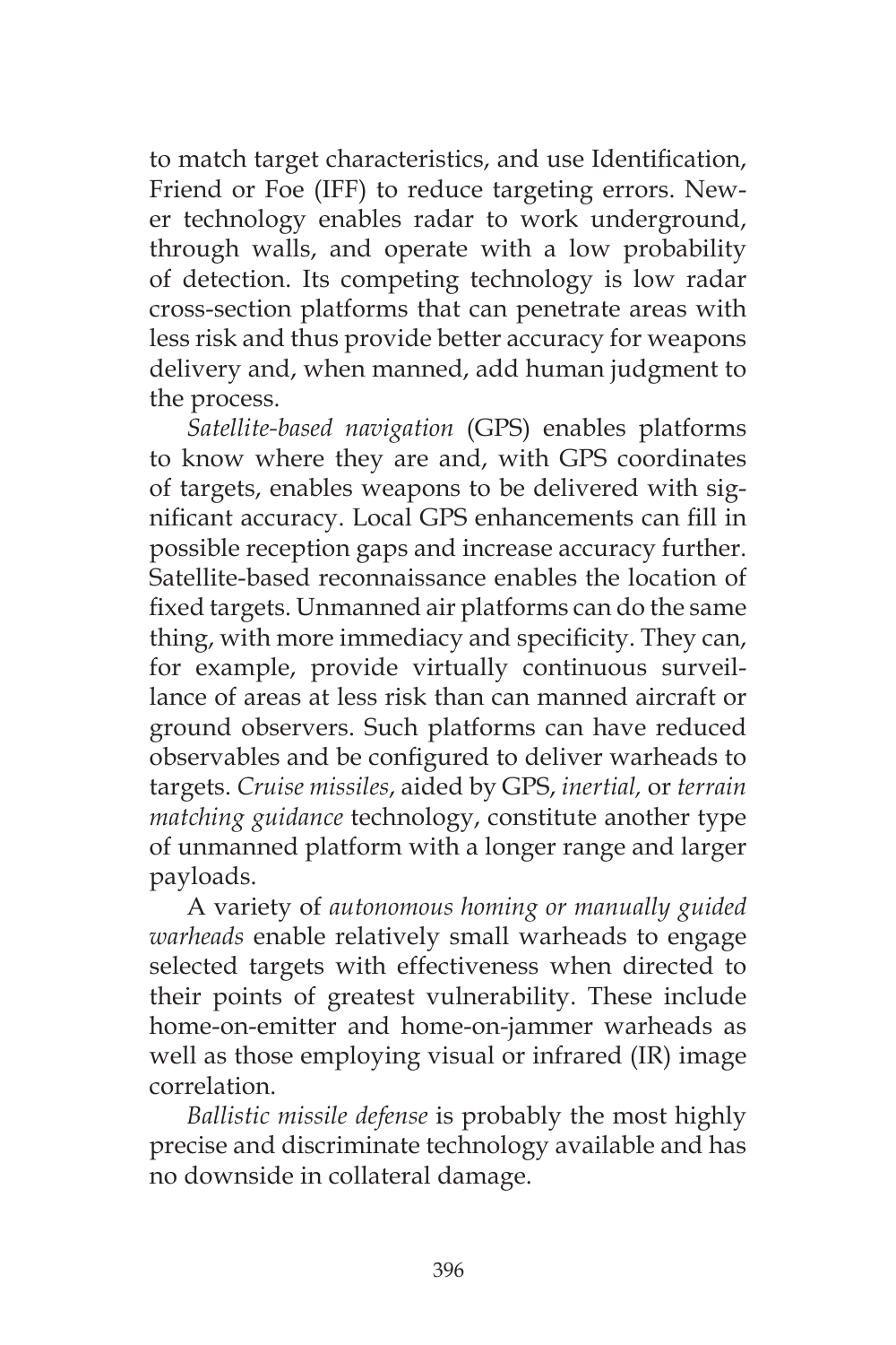to match target characteristics, and use Identification, Friend or Foe (IFF) to reduce targeting errors. Newer technology enables radar to work underground, through walls, and operate with a low probability of detection. Its competing technology is low radar cross-section platforms that can penetrate areas with less risk and thus provide better accuracy for weapons delivery and, when manned, add human judgment to the process.

*Satellite-based navigation* (GPS) enables platforms to know where they are and, with GPS coordinates of targets, enables weapons to be delivered with significant accuracy. Local GPS enhancements can fill in possible reception gaps and increase accuracy further. Satellite-based reconnaissance enables the location of fixed targets. Unmanned air platforms can do the same thing, with more immediacy and specificity. They can, for example, provide virtually continuous surveillance of areas at less risk than can manned aircraft or ground observers. Such platforms can have reduced observables and be configured to deliver warheads to targets. *Cruise missiles*, aided by GPS, *inertial,* or *terrain matching guidance* technology, constitute another type of unmanned platform with a longer range and larger payloads.

A variety of *autonomous homing or manually guided warheads* enable relatively small warheads to engage selected targets with effectiveness when directed to their points of greatest vulnerability. These include home-on-emitter and home-on-jammer warheads as well as those employing visual or infrared (IR) image correlation.

*Ballistic missile defense* is probably the most highly precise and discriminate technology available and has no downside in collateral damage.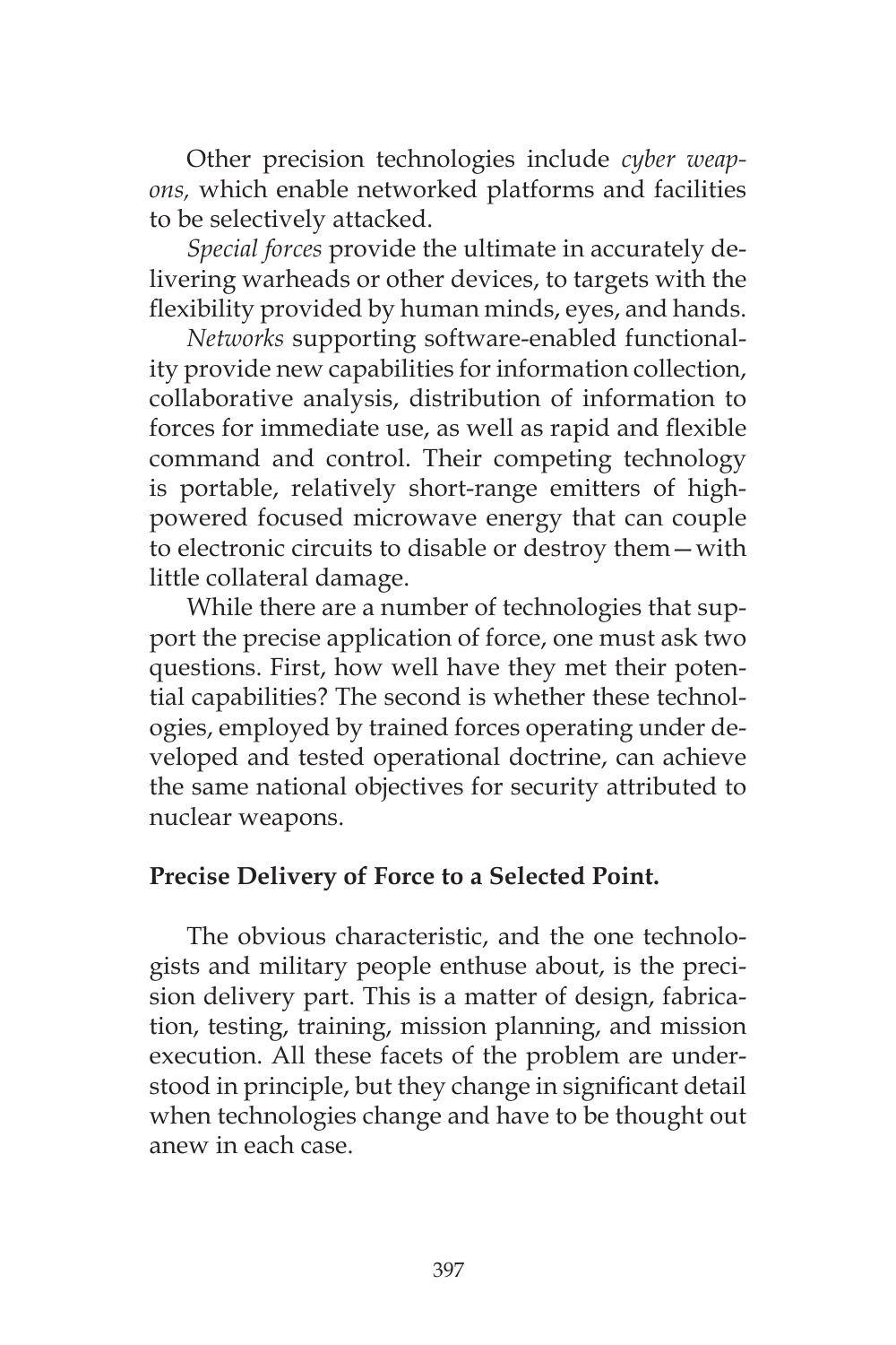Other precision technologies include *cyber weapons,* which enable networked platforms and facilities to be selectively attacked.

*Special forces* provide the ultimate in accurately delivering warheads or other devices, to targets with the flexibility provided by human minds, eyes, and hands.

*Networks* supporting software-enabled functionality provide new capabilities for information collection, collaborative analysis, distribution of information to forces for immediate use, as well as rapid and flexible command and control. Their competing technology is portable, relatively short-range emitters of high-powered focused microwave energy that can couple to electronic circuits to disable or destroy them—with little collateral damage.

While there are a number of technologies that support the precise application of force, one must ask two questions. First, how well have they met their potential capabilities? The second is whether these technologies, employed by trained forces operating under developed and tested operational doctrine, can achieve the same national objectives for security attributed to nuclear weapons.

**Precise Delivery of Force to a Selected Point.**

The obvious characteristic, and the one technologists and military people enthuse about, is the precision delivery part. This is a matter of design, fabrication, testing, training, mission planning, and mission execution. All these facets of the problem are understood in principle, but they change in significant detail when technologies change and have to be thought out anew in each case.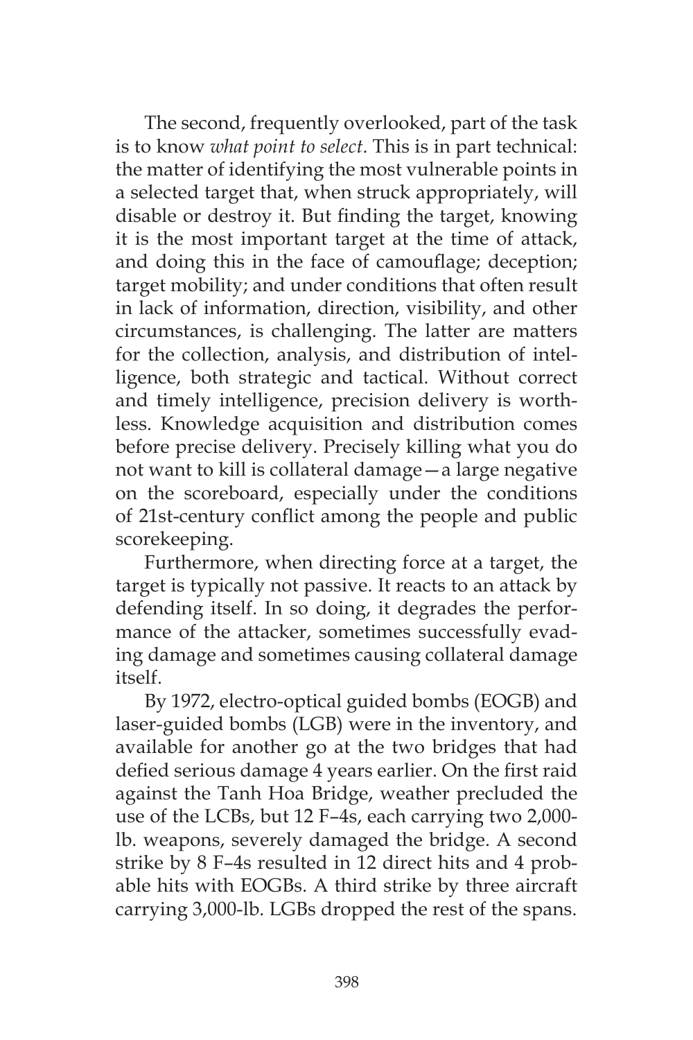The second, frequently overlooked, part of the task is to know *what point to select*. This is in part technical: the matter of identifying the most vulnerable points in a selected target that, when struck appropriately, will disable or destroy it. But finding the target, knowing it is the most important target at the time of attack, and doing this in the face of camouflage; deception; target mobility; and under conditions that often result in lack of information, direction, visibility, and other circumstances, is challenging. The latter are matters for the collection, analysis, and distribution of intelligence, both strategic and tactical. Without correct and timely intelligence, precision delivery is worthless. Knowledge acquisition and distribution comes before precise delivery. Precisely killing what you do not want to kill is collateral damage—a large negative on the scoreboard, especially under the conditions of 21st-century conflict among the people and public scorekeeping.

Furthermore, when directing force at a target, the target is typically not passive. It reacts to an attack by defending itself. In so doing, it degrades the performance of the attacker, sometimes successfully evading damage and sometimes causing collateral damage itself.

By 1972, electro-optical guided bombs (EOGB) and laser-guided bombs (LGB) were in the inventory, and available for another go at the two bridges that had defied serious damage 4 years earlier. On the first raid against the Tanh Hoa Bridge, weather precluded the use of the LCBs, but 12 F–4s, each carrying two 2,000-lb. weapons, severely damaged the bridge. A second strike by 8 F–4s resulted in 12 direct hits and 4 probable hits with EOGBs. A third strike by three aircraft carrying 3,000-lb. LGBs dropped the rest of the spans.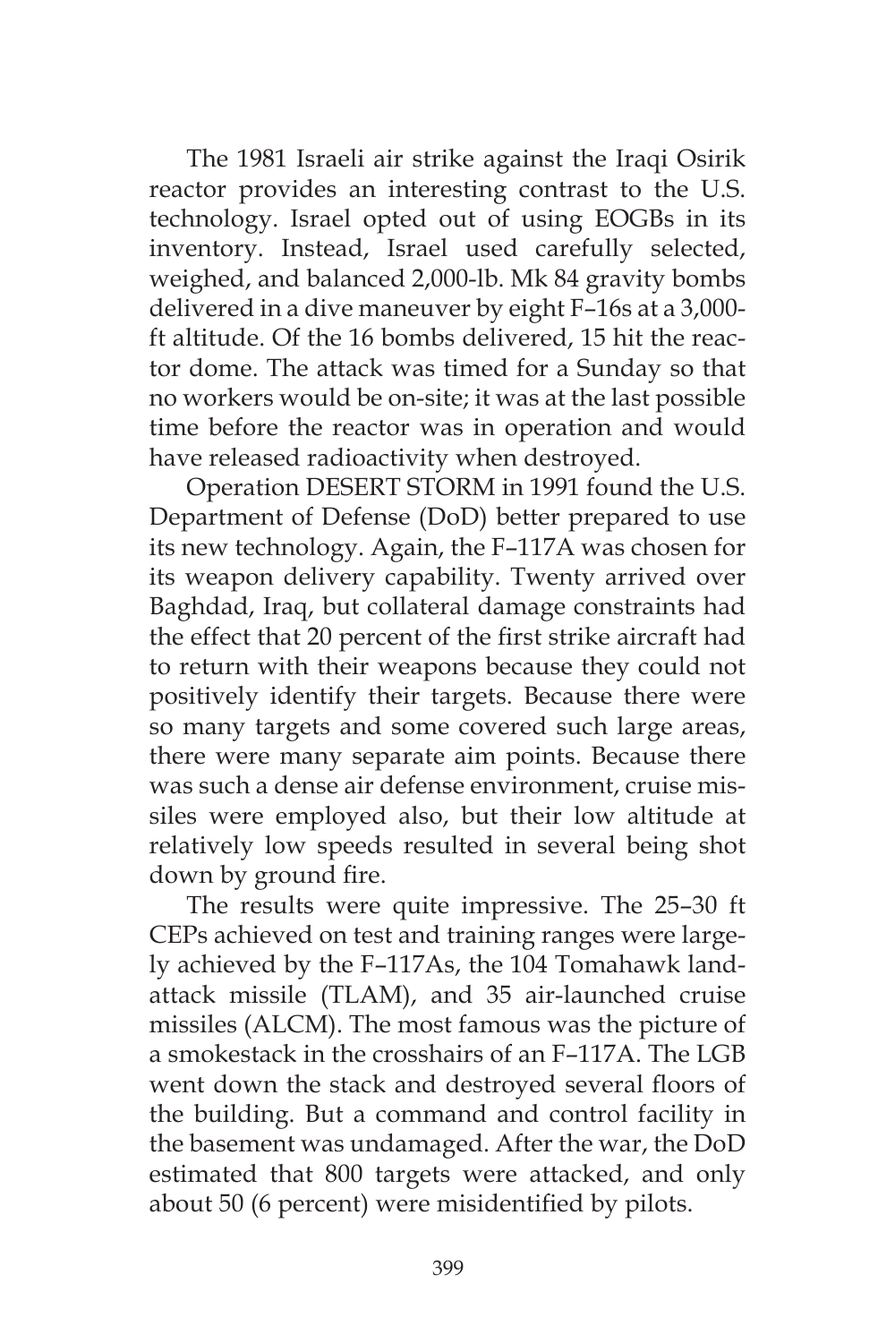The 1981 Israeli air strike against the Iraqi Osirik reactor provides an interesting contrast to the U.S. technology. Israel opted out of using EOGBs in its inventory. Instead, Israel used carefully selected, weighed, and balanced 2,000-lb. Mk 84 gravity bombs delivered in a dive maneuver by eight F–16s at a 3,000-ft altitude. Of the 16 bombs delivered, 15 hit the reactor dome. The attack was timed for a Sunday so that no workers would be on-site; it was at the last possible time before the reactor was in operation and would have released radioactivity when destroyed.

Operation DESERT STORM in 1991 found the U.S. Department of Defense (DoD) better prepared to use its new technology. Again, the F–117A was chosen for its weapon delivery capability. Twenty arrived over Baghdad, Iraq, but collateral damage constraints had the effect that 20 percent of the first strike aircraft had to return with their weapons because they could not positively identify their targets. Because there were so many targets and some covered such large areas, there were many separate aim points. Because there was such a dense air defense environment, cruise missiles were employed also, but their low altitude at relatively low speeds resulted in several being shot down by ground fire.

The results were quite impressive. The 25–30 ft CEPs achieved on test and training ranges were largely achieved by the F–117As, the 104 Tomahawk land-attack missile (TLAM), and 35 air-launched cruise missiles (ALCM). The most famous was the picture of a smokestack in the crosshairs of an F–117A. The LGB went down the stack and destroyed several floors of the building. But a command and control facility in the basement was undamaged. After the war, the DoD estimated that 800 targets were attacked, and only about 50 (6 percent) were misidentified by pilots.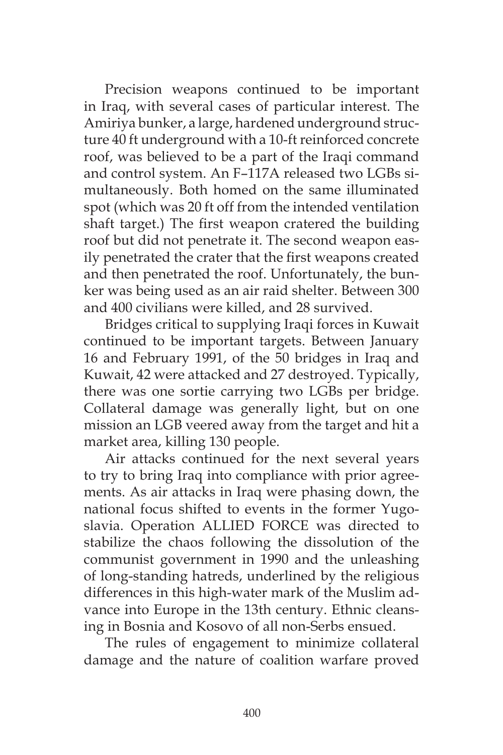Precision weapons continued to be important in Iraq, with several cases of particular interest. The Amiriya bunker, a large, hardened underground structure 40 ft underground with a 10-ft reinforced concrete roof, was believed to be a part of the Iraqi command and control system. An F–117A released two LGBs simultaneously. Both homed on the same illuminated spot (which was 20 ft off from the intended ventilation shaft target.) The first weapon cratered the building roof but did not penetrate it. The second weapon easily penetrated the crater that the first weapons created and then penetrated the roof. Unfortunately, the bunker was being used as an air raid shelter. Between 300 and 400 civilians were killed, and 28 survived.

Bridges critical to supplying Iraqi forces in Kuwait continued to be important targets. Between January 16 and February 1991, of the 50 bridges in Iraq and Kuwait, 42 were attacked and 27 destroyed. Typically, there was one sortie carrying two LGBs per bridge. Collateral damage was generally light, but on one mission an LGB veered away from the target and hit a market area, killing 130 people.

Air attacks continued for the next several years to try to bring Iraq into compliance with prior agreements. As air attacks in Iraq were phasing down, the national focus shifted to events in the former Yugoslavia. Operation ALLIED FORCE was directed to stabilize the chaos following the dissolution of the communist government in 1990 and the unleashing of long-standing hatreds, underlined by the religious differences in this high-water mark of the Muslim advance into Europe in the 13th century. Ethnic cleansing in Bosnia and Kosovo of all non-Serbs ensued.

The rules of engagement to minimize collateral damage and the nature of coalition warfare proved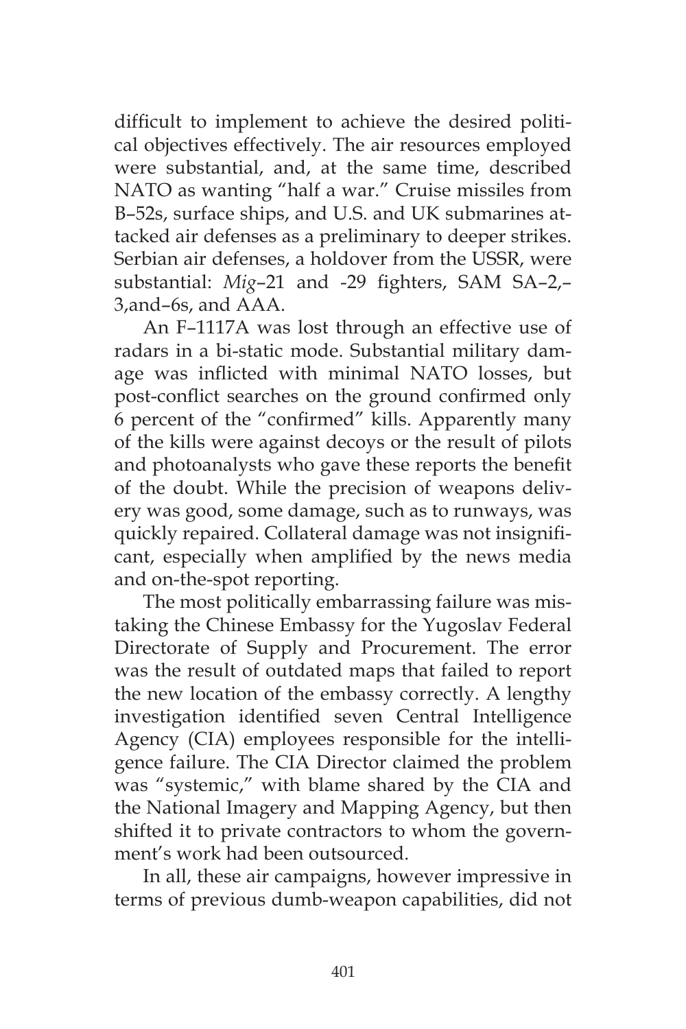difficult to implement to achieve the desired political objectives effectively. The air resources employed were substantial, and, at the same time, described NATO as wanting "half a war." Cruise missiles from B–52s, surface ships, and U.S. and UK submarines attacked air defenses as a preliminary to deeper strikes. Serbian air defenses, a holdover from the USSR, were substantial: *Mig*–21 and -29 fighters, SAM SA–2,–3,and–6s, and AAA.

An F–1117A was lost through an effective use of radars in a bi-static mode. Substantial military damage was inflicted with minimal NATO losses, but post-conflict searches on the ground confirmed only 6 percent of the "confirmed" kills. Apparently many of the kills were against decoys or the result of pilots and photoanalysts who gave these reports the benefit of the doubt. While the precision of weapons delivery was good, some damage, such as to runways, was quickly repaired. Collateral damage was not insignificant, especially when amplified by the news media and on-the-spot reporting.

The most politically embarrassing failure was mistaking the Chinese Embassy for the Yugoslav Federal Directorate of Supply and Procurement. The error was the result of outdated maps that failed to report the new location of the embassy correctly. A lengthy investigation identified seven Central Intelligence Agency (CIA) employees responsible for the intelligence failure. The CIA Director claimed the problem was "systemic," with blame shared by the CIA and the National Imagery and Mapping Agency, but then shifted it to private contractors to whom the government's work had been outsourced.

In all, these air campaigns, however impressive in terms of previous dumb-weapon capabilities, did not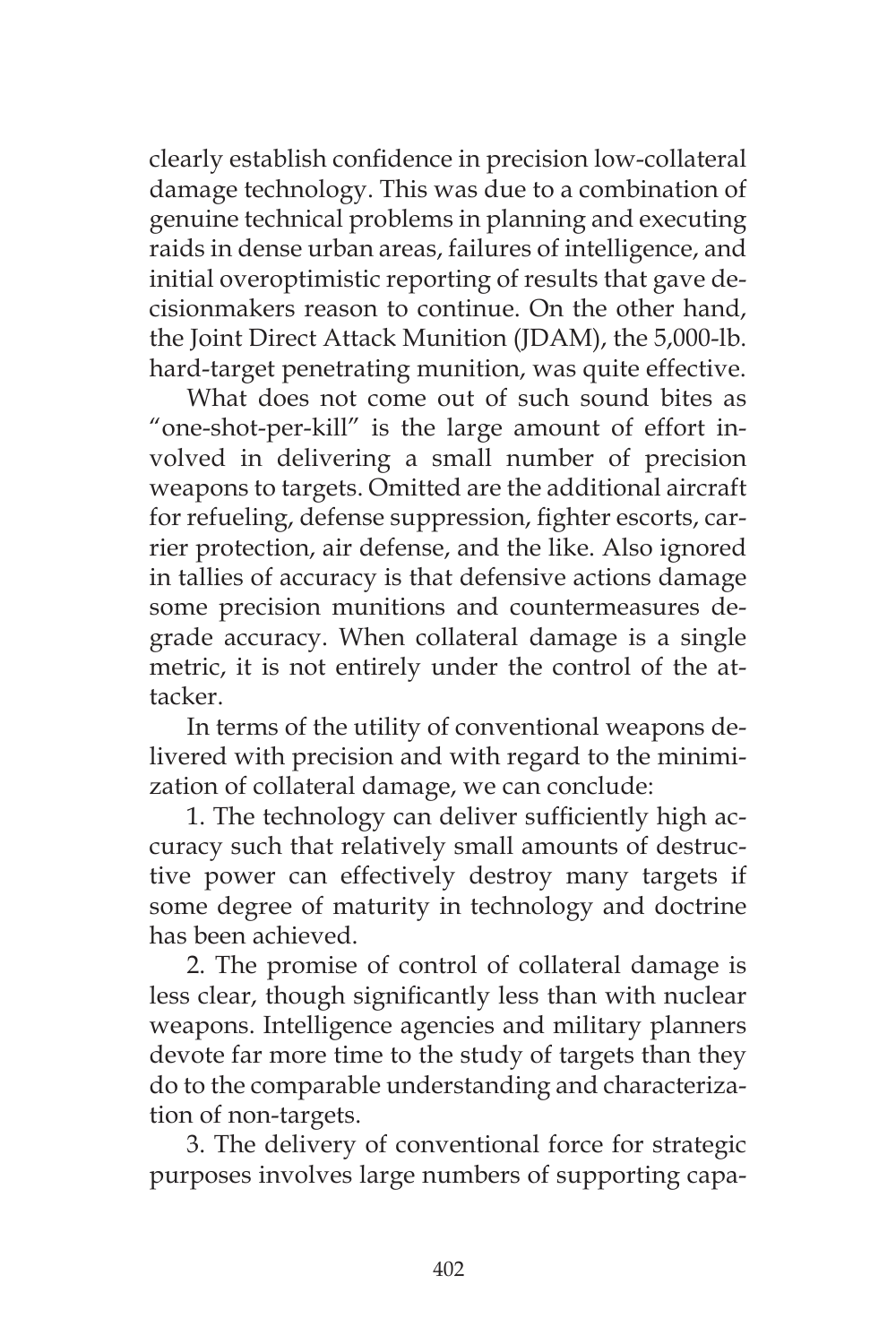clearly establish confidence in precision low-collateral damage technology. This was due to a combination of genuine technical problems in planning and executing raids in dense urban areas, failures of intelligence, and initial overoptimistic reporting of results that gave decisionmakers reason to continue. On the other hand, the Joint Direct Attack Munition (JDAM), the 5,000-lb. hard-target penetrating munition, was quite effective.

What does not come out of such sound bites as "one-shot-per-kill" is the large amount of effort involved in delivering a small number of precision weapons to targets. Omitted are the additional aircraft for refueling, defense suppression, fighter escorts, carrier protection, air defense, and the like. Also ignored in tallies of accuracy is that defensive actions damage some precision munitions and countermeasures degrade accuracy. When collateral damage is a single metric, it is not entirely under the control of the attacker.

In terms of the utility of conventional weapons delivered with precision and with regard to the minimization of collateral damage, we can conclude:

1. The technology can deliver sufficiently high accuracy such that relatively small amounts of destructive power can effectively destroy many targets if some degree of maturity in technology and doctrine has been achieved.

2. The promise of control of collateral damage is less clear, though significantly less than with nuclear weapons. Intelligence agencies and military planners devote far more time to the study of targets than they do to the comparable understanding and characterization of non-targets.

3. The delivery of conventional force for strategic purposes involves large numbers of supporting capa-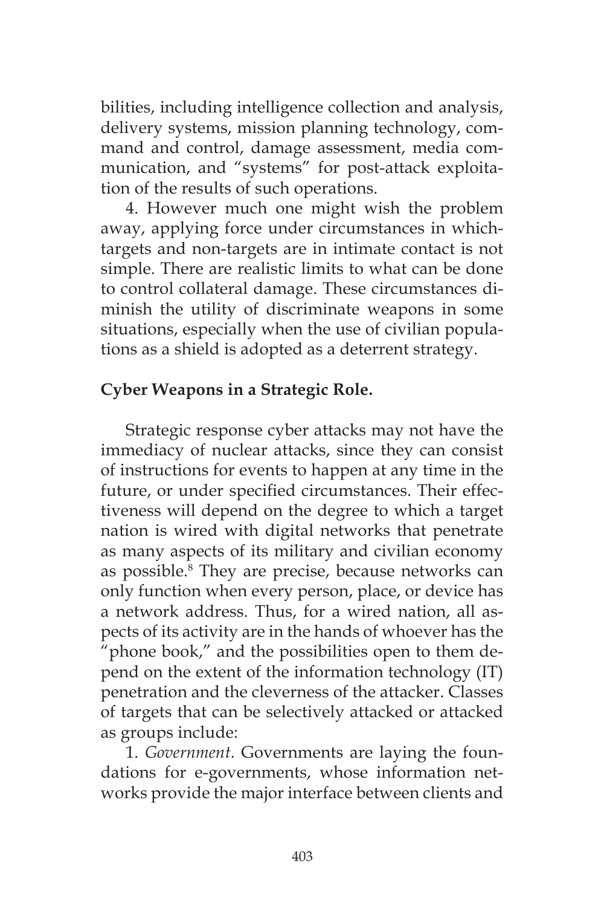bilities, including intelligence collection and analysis, delivery systems, mission planning technology, command and control, damage assessment, media communication, and "systems" for post-attack exploitation of the results of such operations.

4. However much one might wish the problem away, applying force under circumstances in whichtargets and non-targets are in intimate contact is not simple. There are realistic limits to what can be done to control collateral damage. These circumstances diminish the utility of discriminate weapons in some situations, especially when the use of civilian populations as a shield is adopted as a deterrent strategy.

**Cyber Weapons in a Strategic Role.**

Strategic response cyber attacks may not have the immediacy of nuclear attacks, since they can consist of instructions for events to happen at any time in the future, or under specified circumstances. Their effectiveness will depend on the degree to which a target nation is wired with digital networks that penetrate as many aspects of its military and civilian economy as possible.[8] They are precise, because networks can only function when every person, place, or device has a network address. Thus, for a wired nation, all aspects of its activity are in the hands of whoever has the "phone book," and the possibilities open to them depend on the extent of the information technology (IT) penetration and the cleverness of the attacker. Classes of targets that can be selectively attacked or attacked as groups include:

1. *Government*. Governments are laying the foundations for e-governments, whose information networks provide the major interface between clients and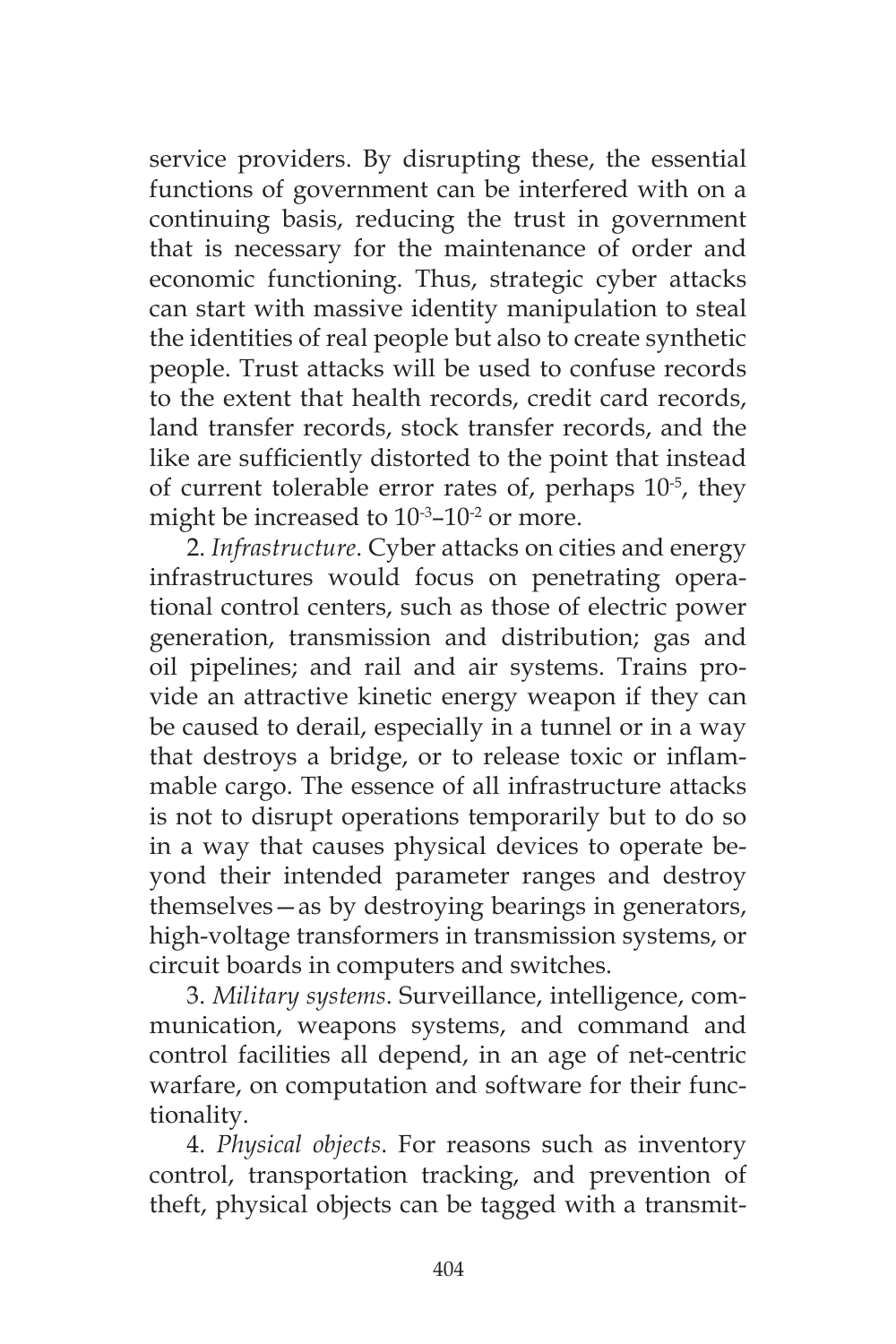service providers. By disrupting these, the essential functions of government can be interfered with on a continuing basis, reducing the trust in government that is necessary for the maintenance of order and economic functioning. Thus, strategic cyber attacks can start with massive identity manipulation to steal the identities of real people but also to create synthetic people. Trust attacks will be used to confuse records to the extent that health records, credit card records, land transfer records, stock transfer records, and the like are sufficiently distorted to the point that instead of current tolerable error rates of, perhaps $10^{-5}$, they might be increased to $10^{-3}$–$10^{-2}$ or more.

2. *Infrastructure*. Cyber attacks on cities and energy infrastructures would focus on penetrating operational control centers, such as those of electric power generation, transmission and distribution; gas and oil pipelines; and rail and air systems. Trains provide an attractive kinetic energy weapon if they can be caused to derail, especially in a tunnel or in a way that destroys a bridge, or to release toxic or inflammable cargo. The essence of all infrastructure attacks is not to disrupt operations temporarily but to do so in a way that causes physical devices to operate beyond their intended parameter ranges and destroy themselves—as by destroying bearings in generators, high-voltage transformers in transmission systems, or circuit boards in computers and switches.

3. *Military systems*. Surveillance, intelligence, communication, weapons systems, and command and control facilities all depend, in an age of net-centric warfare, on computation and software for their functionality.

4. *Physical objects*. For reasons such as inventory control, transportation tracking, and prevention of theft, physical objects can be tagged with a transmit-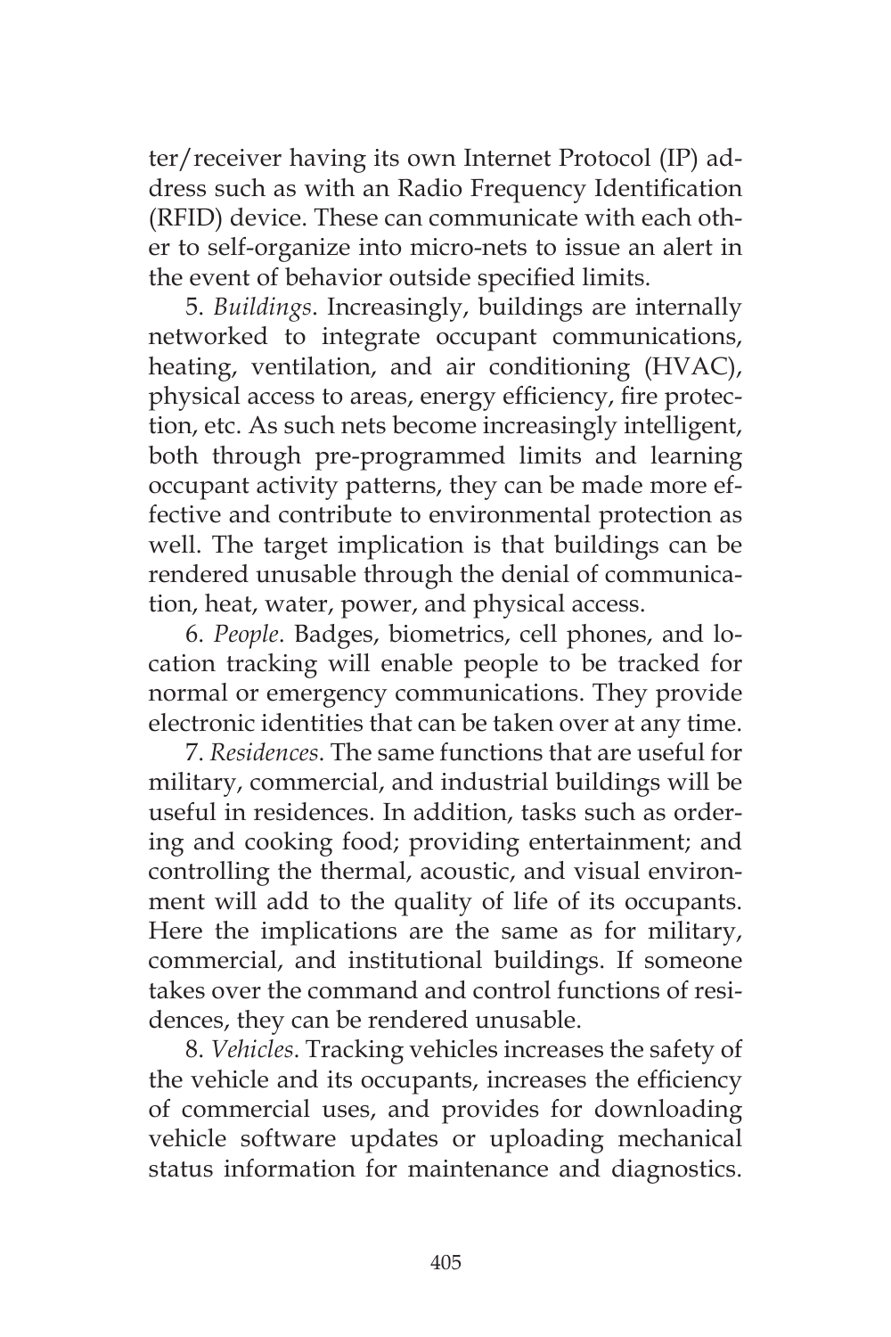ter/receiver having its own Internet Protocol (IP) address such as with an Radio Frequency Identification (RFID) device. These can communicate with each other to self-organize into micro-nets to issue an alert in the event of behavior outside specified limits.

5. *Buildings*. Increasingly, buildings are internally networked to integrate occupant communications, heating, ventilation, and air conditioning (HVAC), physical access to areas, energy efficiency, fire protection, etc. As such nets become increasingly intelligent, both through pre-programmed limits and learning occupant activity patterns, they can be made more effective and contribute to environmental protection as well. The target implication is that buildings can be rendered unusable through the denial of communication, heat, water, power, and physical access.

6. *People*. Badges, biometrics, cell phones, and location tracking will enable people to be tracked for normal or emergency communications. They provide electronic identities that can be taken over at any time.

7. *Residences*. The same functions that are useful for military, commercial, and industrial buildings will be useful in residences. In addition, tasks such as ordering and cooking food; providing entertainment; and controlling the thermal, acoustic, and visual environment will add to the quality of life of its occupants. Here the implications are the same as for military, commercial, and institutional buildings. If someone takes over the command and control functions of residences, they can be rendered unusable.

8. *Vehicles*. Tracking vehicles increases the safety of the vehicle and its occupants, increases the efficiency of commercial uses, and provides for downloading vehicle software updates or uploading mechanical status information for maintenance and diagnostics.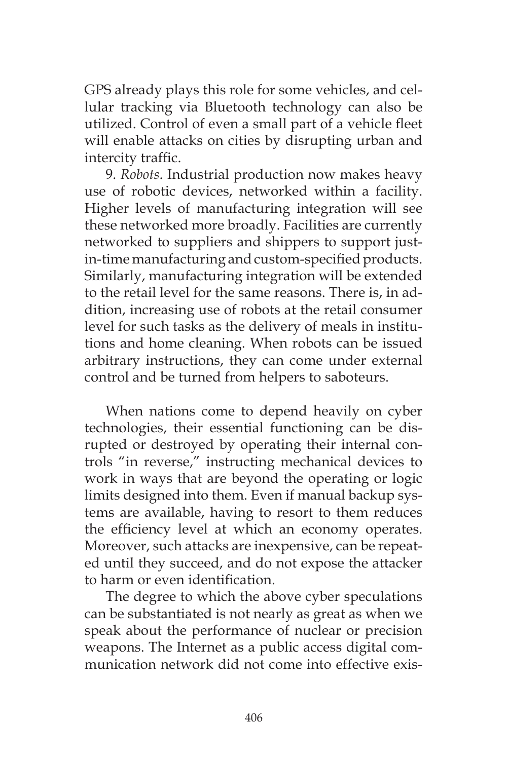GPS already plays this role for some vehicles, and cellular tracking via Bluetooth technology can also be utilized. Control of even a small part of a vehicle fleet will enable attacks on cities by disrupting urban and intercity traffic.

9. *Robots*. Industrial production now makes heavy use of robotic devices, networked within a facility. Higher levels of manufacturing integration will see these networked more broadly. Facilities are currently networked to suppliers and shippers to support just-in-time manufacturing and custom-specified products. Similarly, manufacturing integration will be extended to the retail level for the same reasons. There is, in addition, increasing use of robots at the retail consumer level for such tasks as the delivery of meals in institutions and home cleaning. When robots can be issued arbitrary instructions, they can come under external control and be turned from helpers to saboteurs.

When nations come to depend heavily on cyber technologies, their essential functioning can be disrupted or destroyed by operating their internal controls "in reverse," instructing mechanical devices to work in ways that are beyond the operating or logic limits designed into them. Even if manual backup systems are available, having to resort to them reduces the efficiency level at which an economy operates. Moreover, such attacks are inexpensive, can be repeated until they succeed, and do not expose the attacker to harm or even identification.

The degree to which the above cyber speculations can be substantiated is not nearly as great as when we speak about the performance of nuclear or precision weapons. The Internet as a public access digital communication network did not come into effective exis-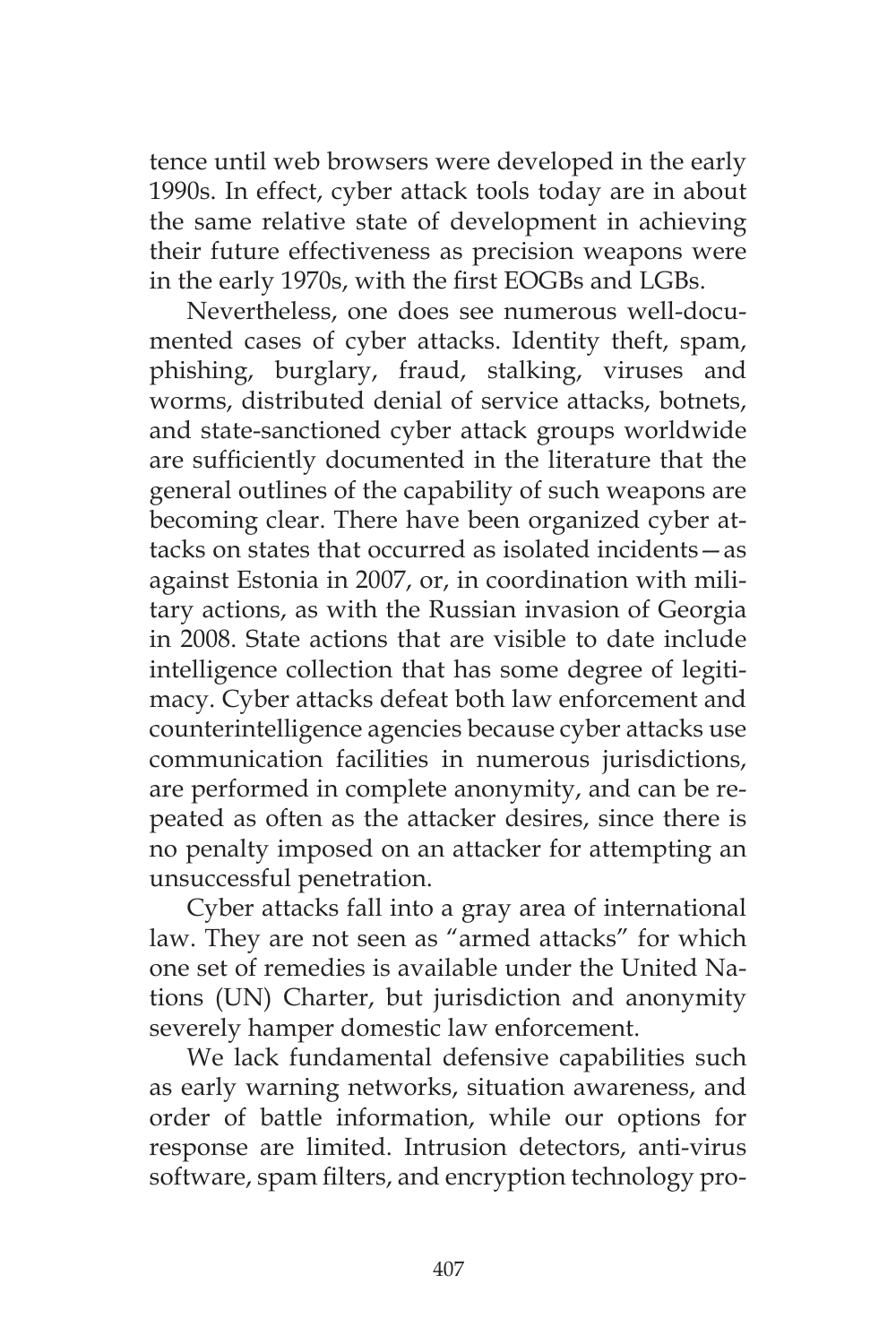tence until web browsers were developed in the early 1990s. In effect, cyber attack tools today are in about the same relative state of development in achieving their future effectiveness as precision weapons were in the early 1970s, with the first EOGBs and LGBs.

Nevertheless, one does see numerous well-documented cases of cyber attacks. Identity theft, spam, phishing, burglary, fraud, stalking, viruses and worms, distributed denial of service attacks, botnets, and state-sanctioned cyber attack groups worldwide are sufficiently documented in the literature that the general outlines of the capability of such weapons are becoming clear. There have been organized cyber attacks on states that occurred as isolated incidents—as against Estonia in 2007, or, in coordination with military actions, as with the Russian invasion of Georgia in 2008. State actions that are visible to date include intelligence collection that has some degree of legitimacy. Cyber attacks defeat both law enforcement and counterintelligence agencies because cyber attacks use communication facilities in numerous jurisdictions, are performed in complete anonymity, and can be repeated as often as the attacker desires, since there is no penalty imposed on an attacker for attempting an unsuccessful penetration.

Cyber attacks fall into a gray area of international law. They are not seen as "armed attacks" for which one set of remedies is available under the United Nations (UN) Charter, but jurisdiction and anonymity severely hamper domestic law enforcement.

We lack fundamental defensive capabilities such as early warning networks, situation awareness, and order of battle information, while our options for response are limited. Intrusion detectors, anti-virus software, spam filters, and encryption technology pro-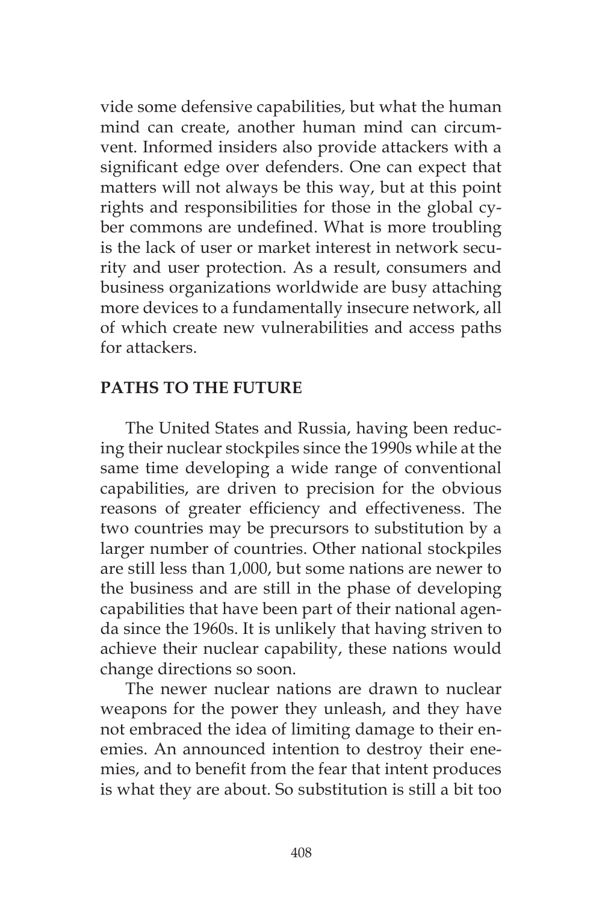vide some defensive capabilities, but what the human mind can create, another human mind can circumvent. Informed insiders also provide attackers with a significant edge over defenders. One can expect that matters will not always be this way, but at this point rights and responsibilities for those in the global cyber commons are undefined. What is more troubling is the lack of user or market interest in network security and user protection. As a result, consumers and business organizations worldwide are busy attaching more devices to a fundamentally insecure network, all of which create new vulnerabilities and access paths for attackers.

## PATHS TO THE FUTURE

The United States and Russia, having been reducing their nuclear stockpiles since the 1990s while at the same time developing a wide range of conventional capabilities, are driven to precision for the obvious reasons of greater efficiency and effectiveness. The two countries may be precursors to substitution by a larger number of countries. Other national stockpiles are still less than 1,000, but some nations are newer to the business and are still in the phase of developing capabilities that have been part of their national agenda since the 1960s. It is unlikely that having striven to achieve their nuclear capability, these nations would change directions so soon.

The newer nuclear nations are drawn to nuclear weapons for the power they unleash, and they have not embraced the idea of limiting damage to their enemies. An announced intention to destroy their enemies, and to benefit from the fear that intent produces is what they are about. So substitution is still a bit too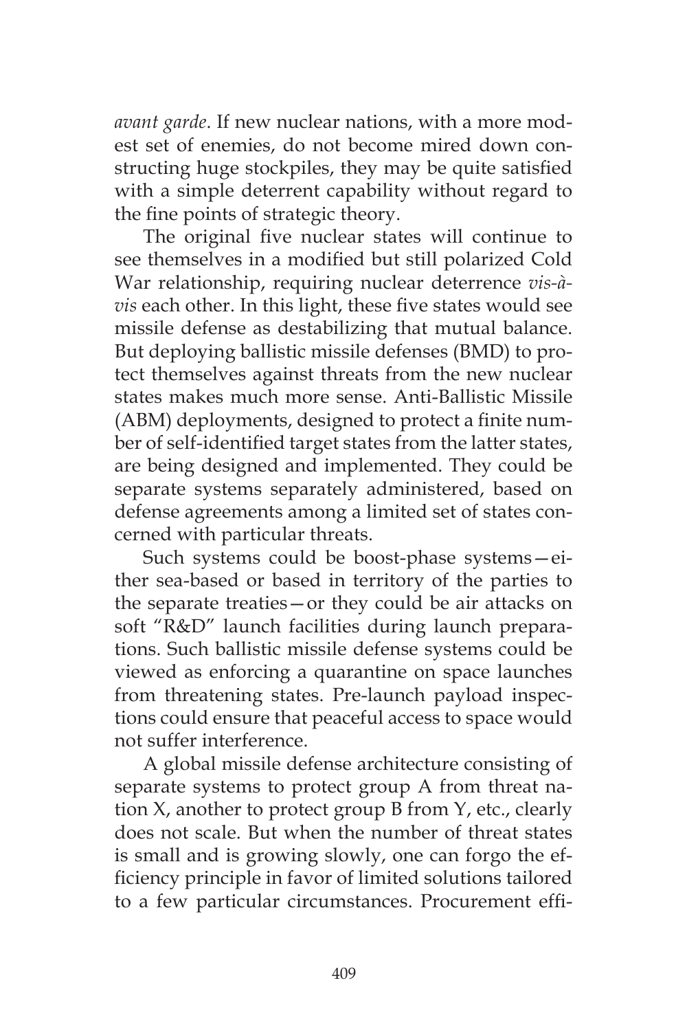*avant garde*. If new nuclear nations, with a more modest set of enemies, do not become mired down constructing huge stockpiles, they may be quite satisfied with a simple deterrent capability without regard to the fine points of strategic theory.

The original five nuclear states will continue to see themselves in a modified but still polarized Cold War relationship, requiring nuclear deterrence *vis-à-vis* each other. In this light, these five states would see missile defense as destabilizing that mutual balance. But deploying ballistic missile defenses (BMD) to protect themselves against threats from the new nuclear states makes much more sense. Anti-Ballistic Missile (ABM) deployments, designed to protect a finite number of self-identified target states from the latter states, are being designed and implemented. They could be separate systems separately administered, based on defense agreements among a limited set of states concerned with particular threats.

Such systems could be boost-phase systems—either sea-based or based in territory of the parties to the separate treaties—or they could be air attacks on soft "R&D" launch facilities during launch preparations. Such ballistic missile defense systems could be viewed as enforcing a quarantine on space launches from threatening states. Pre-launch payload inspections could ensure that peaceful access to space would not suffer interference.

A global missile defense architecture consisting of separate systems to protect group A from threat nation X, another to protect group B from Y, etc., clearly does not scale. But when the number of threat states is small and is growing slowly, one can forgo the efficiency principle in favor of limited solutions tailored to a few particular circumstances. Procurement effi-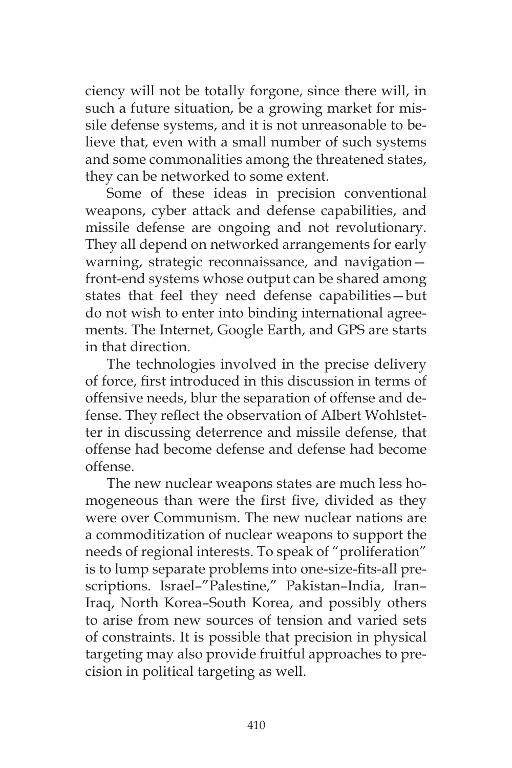ciency will not be totally forgone, since there will, in such a future situation, be a growing market for missile defense systems, and it is not unreasonable to believe that, even with a small number of such systems and some commonalities among the threatened states, they can be networked to some extent.

Some of these ideas in precision conventional weapons, cyber attack and defense capabilities, and missile defense are ongoing and not revolutionary. They all depend on networked arrangements for early warning, strategic reconnaissance, and navigation—front-end systems whose output can be shared among states that feel they need defense capabilities—but do not wish to enter into binding international agreements. The Internet, Google Earth, and GPS are starts in that direction.

The technologies involved in the precise delivery of force, first introduced in this discussion in terms of offensive needs, blur the separation of offense and defense. They reflect the observation of Albert Wohlstetter in discussing deterrence and missile defense, that offense had become defense and defense had become offense.

The new nuclear weapons states are much less homogeneous than were the first five, divided as they were over Communism. The new nuclear nations are a commoditization of nuclear weapons to support the needs of regional interests. To speak of "proliferation" is to lump separate problems into one-size-fits-all prescriptions. Israel–"Palestine," Pakistan–India, Iran–Iraq, North Korea–South Korea, and possibly others to arise from new sources of tension and varied sets of constraints. It is possible that precision in physical targeting may also provide fruitful approaches to precision in political targeting as well.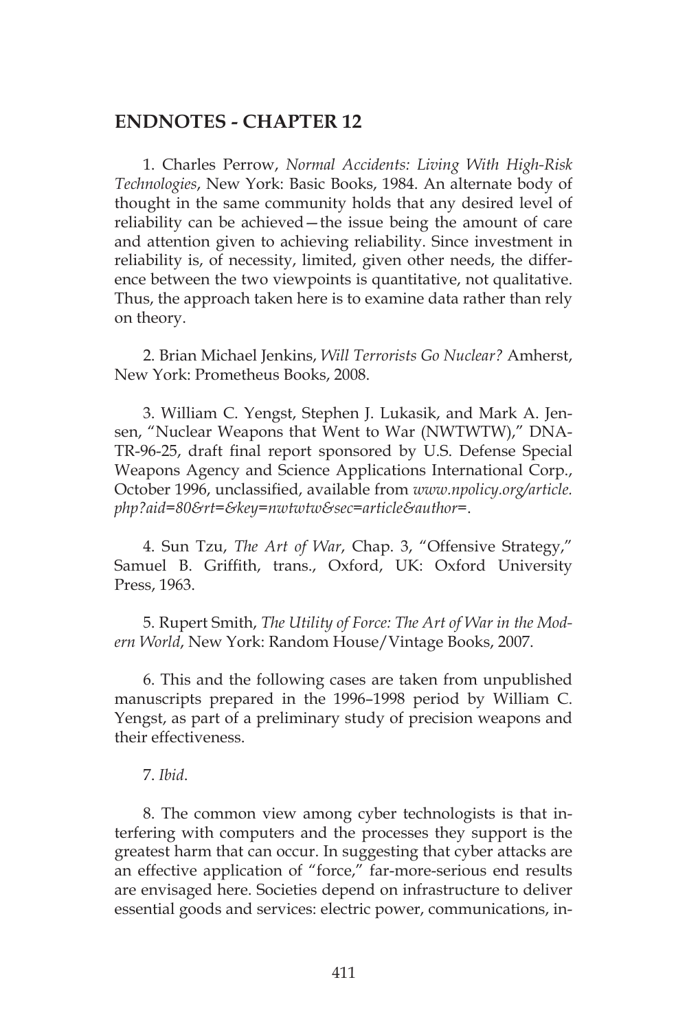## ENDNOTES - CHAPTER 12

1. Charles Perrow, *Normal Accidents: Living With High-Risk Technologies*, New York: Basic Books, 1984. An alternate body of thought in the same community holds that any desired level of reliability can be achieved—the issue being the amount of care and attention given to achieving reliability. Since investment in reliability is, of necessity, limited, given other needs, the difference between the two viewpoints is quantitative, not qualitative. Thus, the approach taken here is to examine data rather than rely on theory.

2. Brian Michael Jenkins, *Will Terrorists Go Nuclear?* Amherst, New York: Prometheus Books, 2008.

3. William C. Yengst, Stephen J. Lukasik, and Mark A. Jensen, "Nuclear Weapons that Went to War (NWTWTW)," DNA-TR-96-25, draft final report sponsored by U.S. Defense Special Weapons Agency and Science Applications International Corp., October 1996, unclassified, available from *www.npolicy.org/article.php?aid=80&rt=&key=nwtwtw&sec=article&author=*.

4. Sun Tzu, *The Art of War*, Chap. 3, "Offensive Strategy," Samuel B. Griffith, trans., Oxford, UK: Oxford University Press, 1963.

5. Rupert Smith, *The Utility of Force: The Art of War in the Modern World*, New York: Random House/Vintage Books, 2007.

6. This and the following cases are taken from unpublished manuscripts prepared in the 1996–1998 period by William C. Yengst, as part of a preliminary study of precision weapons and their effectiveness.

7. *Ibid*.

8. The common view among cyber technologists is that interfering with computers and the processes they support is the greatest harm that can occur. In suggesting that cyber attacks are an effective application of "force," far-more-serious end results are envisaged here. Societies depend on infrastructure to deliver essential goods and services: electric power, communications, in-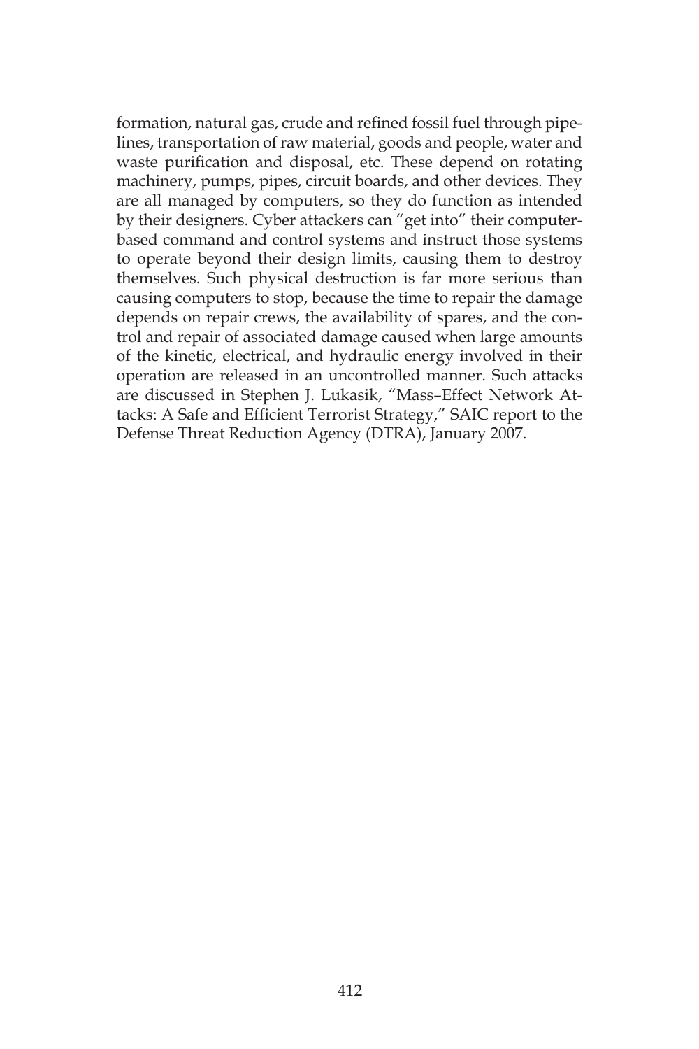formation, natural gas, crude and refined fossil fuel through pipelines, transportation of raw material, goods and people, water and waste purification and disposal, etc. These depend on rotating machinery, pumps, pipes, circuit boards, and other devices. They are all managed by computers, so they do function as intended by their designers. Cyber attackers can "get into" their computer-based command and control systems and instruct those systems to operate beyond their design limits, causing them to destroy themselves. Such physical destruction is far more serious than causing computers to stop, because the time to repair the damage depends on repair crews, the availability of spares, and the control and repair of associated damage caused when large amounts of the kinetic, electrical, and hydraulic energy involved in their operation are released in an uncontrolled manner. Such attacks are discussed in Stephen J. Lukasik, "Mass–Effect Network Attacks: A Safe and Efficient Terrorist Strategy," SAIC report to the Defense Threat Reduction Agency (DTRA), January 2007.